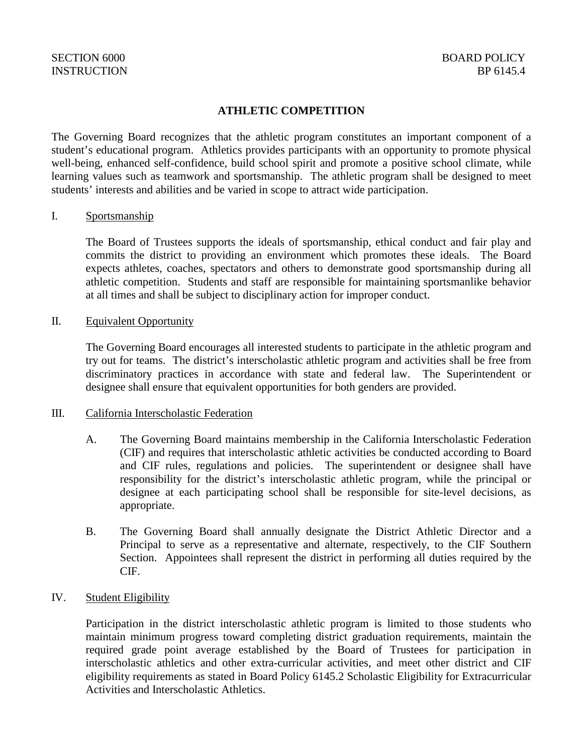SECTION 6000
INSTRUCTION

BOARD POLICY
BP 6145.4

# ATHLETIC COMPETITION

The Governing Board recognizes that the athletic program constitutes an important component of a student's educational program. Athletics provides participants with an opportunity to promote physical well-being, enhanced self-confidence, build school spirit and promote a positive school climate, while learning values such as teamwork and sportsmanship. The athletic program shall be designed to meet students' interests and abilities and be varied in scope to attract wide participation.

## I. Sportsmanship

The Board of Trustees supports the ideals of sportsmanship, ethical conduct and fair play and commits the district to providing an environment which promotes these ideals. The Board expects athletes, coaches, spectators and others to demonstrate good sportsmanship during all athletic competition. Students and staff are responsible for maintaining sportsmanlike behavior at all times and shall be subject to disciplinary action for improper conduct.

## II. Equivalent Opportunity

The Governing Board encourages all interested students to participate in the athletic program and try out for teams. The district's interscholastic athletic program and activities shall be free from discriminatory practices in accordance with state and federal law. The Superintendent or designee shall ensure that equivalent opportunities for both genders are provided.

## III. California Interscholastic Federation

A. The Governing Board maintains membership in the California Interscholastic Federation (CIF) and requires that interscholastic athletic activities be conducted according to Board and CIF rules, regulations and policies. The superintendent or designee shall have responsibility for the district's interscholastic athletic program, while the principal or designee at each participating school shall be responsible for site-level decisions, as appropriate.

B. The Governing Board shall annually designate the District Athletic Director and a Principal to serve as a representative and alternate, respectively, to the CIF Southern Section. Appointees shall represent the district in performing all duties required by the CIF.

## IV. Student Eligibility

Participation in the district interscholastic athletic program is limited to those students who maintain minimum progress toward completing district graduation requirements, maintain the required grade point average established by the Board of Trustees for participation in interscholastic athletics and other extra-curricular activities, and meet other district and CIF eligibility requirements as stated in Board Policy 6145.2 Scholastic Eligibility for Extracurricular Activities and Interscholastic Athletics.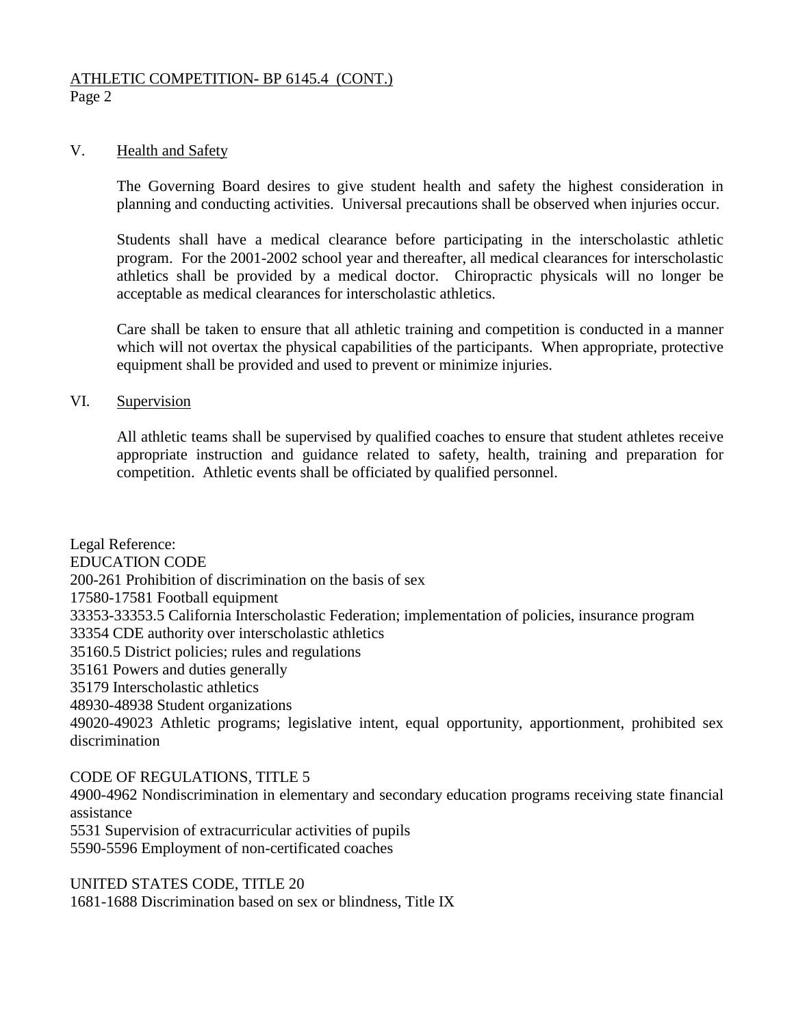## V. Health and Safety

The Governing Board desires to give student health and safety the highest consideration in planning and conducting activities. Universal precautions shall be observed when injuries occur.

Students shall have a medical clearance before participating in the interscholastic athletic program. For the 2001-2002 school year and thereafter, all medical clearances for interscholastic athletics shall be provided by a medical doctor. Chiropractic physicals will no longer be acceptable as medical clearances for interscholastic athletics.

Care shall be taken to ensure that all athletic training and competition is conducted in a manner which will not overtax the physical capabilities of the participants. When appropriate, protective equipment shall be provided and used to prevent or minimize injuries.

## VI. Supervision

All athletic teams shall be supervised by qualified coaches to ensure that student athletes receive appropriate instruction and guidance related to safety, health, training and preparation for competition. Athletic events shall be officiated by qualified personnel.

Legal Reference:
EDUCATION CODE
200-261 Prohibition of discrimination on the basis of sex
17580-17581 Football equipment
33353-33353.5 California Interscholastic Federation; implementation of policies, insurance program
33354 CDE authority over interscholastic athletics
35160.5 District policies; rules and regulations
35161 Powers and duties generally
35179 Interscholastic athletics
48930-48938 Student organizations
49020-49023 Athletic programs; legislative intent, equal opportunity, apportionment, prohibited sex discrimination

CODE OF REGULATIONS, TITLE 5
4900-4962 Nondiscrimination in elementary and secondary education programs receiving state financial assistance
5531 Supervision of extracurricular activities of pupils
5590-5596 Employment of non-certificated coaches

UNITED STATES CODE, TITLE 20
1681-1688 Discrimination based on sex or blindness, Title IX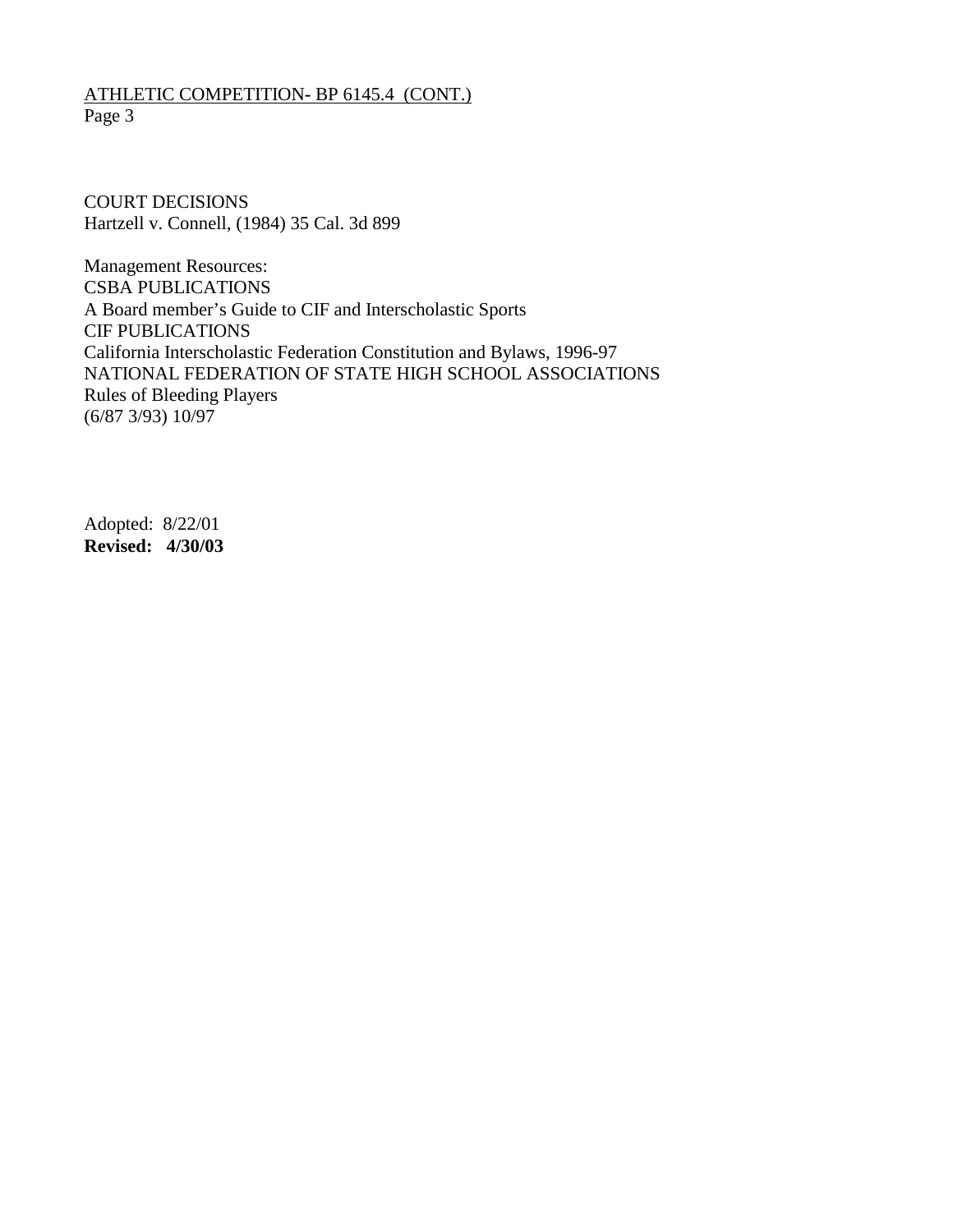COURT DECISIONS
Hartzell v. Connell, (1984) 35 Cal. 3d 899

Management Resources:
CSBA PUBLICATIONS
A Board member's Guide to CIF and Interscholastic Sports
CIF PUBLICATIONS
California Interscholastic Federation Constitution and Bylaws, 1996-97
NATIONAL FEDERATION OF STATE HIGH SCHOOL ASSOCIATIONS
Rules of Bleeding Players
(6/87 3/93) 10/97

Adopted: 8/22/01
**Revised: 4/30/03**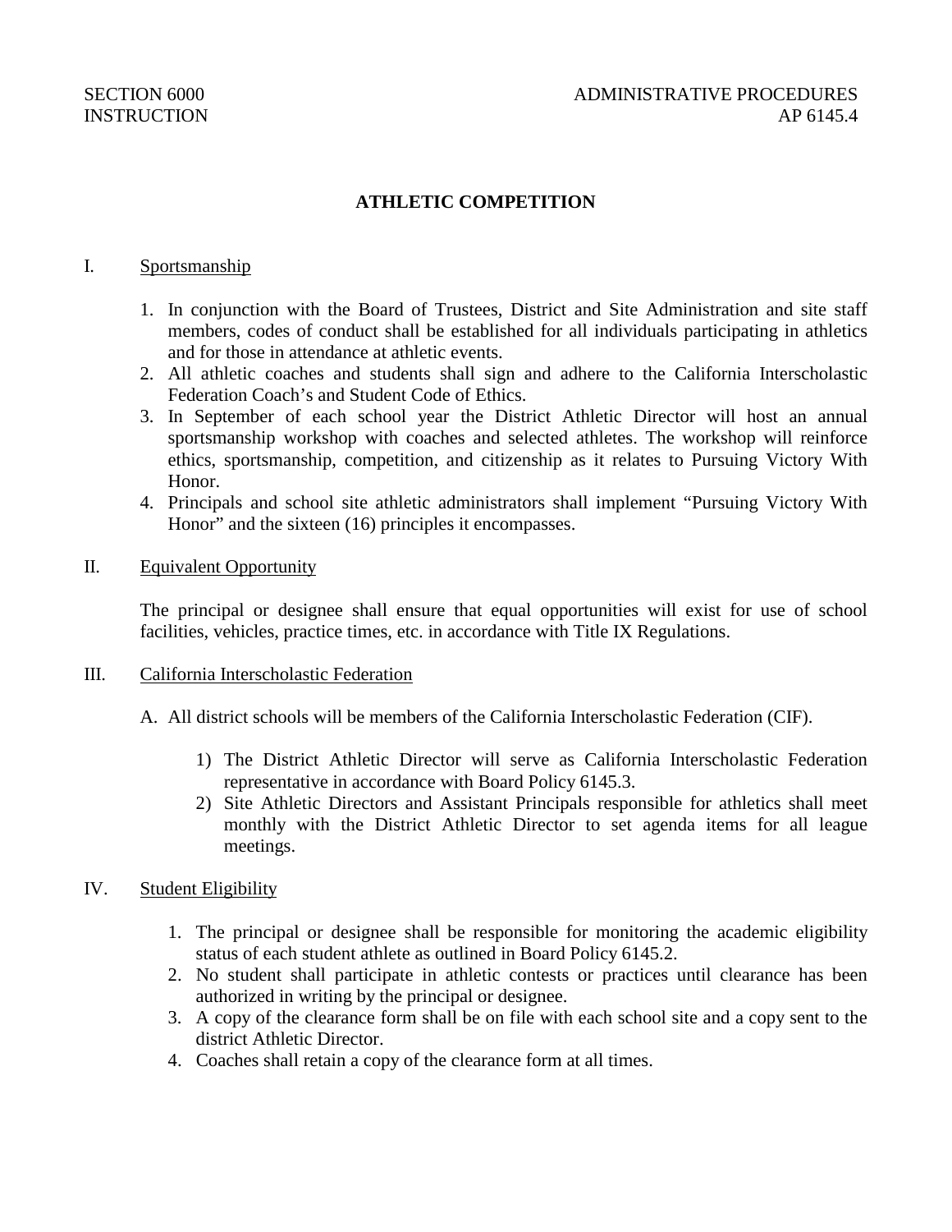SECTION 6000 ADMINISTRATIVE PROCEDURES
INSTRUCTION AP 6145.4

# ATHLETIC COMPETITION

## I. Sportsmanship

1. In conjunction with the Board of Trustees, District and Site Administration and site staff members, codes of conduct shall be established for all individuals participating in athletics and for those in attendance at athletic events.
2. All athletic coaches and students shall sign and adhere to the California Interscholastic Federation Coach's and Student Code of Ethics.
3. In September of each school year the District Athletic Director will host an annual sportsmanship workshop with coaches and selected athletes. The workshop will reinforce ethics, sportsmanship, competition, and citizenship as it relates to Pursuing Victory With Honor.
4. Principals and school site athletic administrators shall implement "Pursuing Victory With Honor" and the sixteen (16) principles it encompasses.

## II. Equivalent Opportunity

The principal or designee shall ensure that equal opportunities will exist for use of school facilities, vehicles, practice times, etc. in accordance with Title IX Regulations.

## III. California Interscholastic Federation

A. All district schools will be members of the California Interscholastic Federation (CIF).

1) The District Athletic Director will serve as California Interscholastic Federation representative in accordance with Board Policy 6145.3.
2) Site Athletic Directors and Assistant Principals responsible for athletics shall meet monthly with the District Athletic Director to set agenda items for all league meetings.

## IV. Student Eligibility

1. The principal or designee shall be responsible for monitoring the academic eligibility status of each student athlete as outlined in Board Policy 6145.2.
2. No student shall participate in athletic contests or practices until clearance has been authorized in writing by the principal or designee.
3. A copy of the clearance form shall be on file with each school site and a copy sent to the district Athletic Director.
4. Coaches shall retain a copy of the clearance form at all times.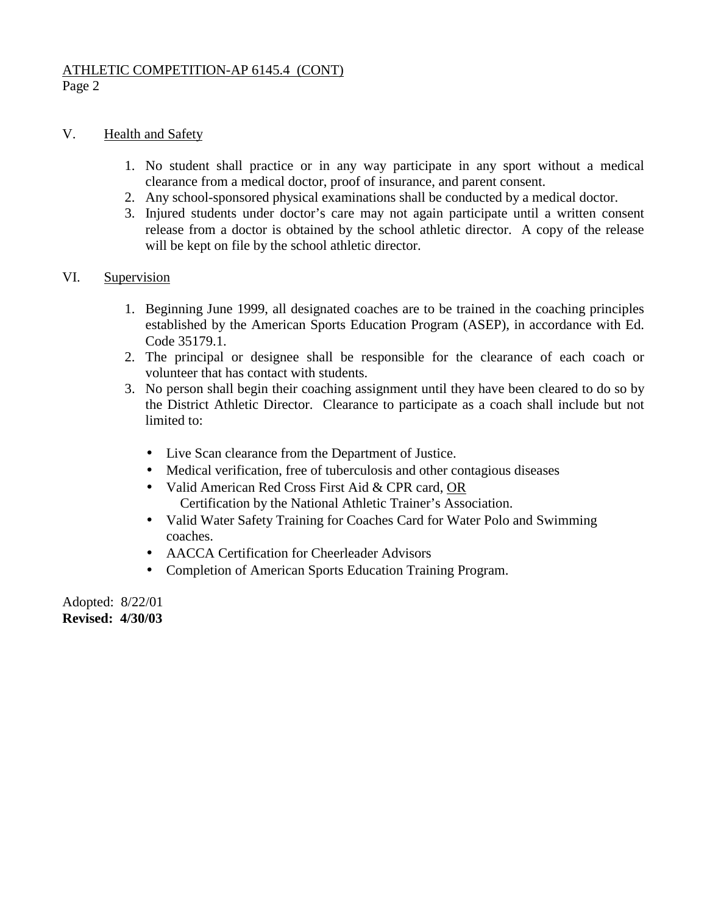## V. Health and Safety

1. No student shall practice or in any way participate in any sport without a medical clearance from a medical doctor, proof of insurance, and parent consent.
2. Any school-sponsored physical examinations shall be conducted by a medical doctor.
3. Injured students under doctor's care may not again participate until a written consent release from a doctor is obtained by the school athletic director. A copy of the release will be kept on file by the school athletic director.

## VI. Supervision

1. Beginning June 1999, all designated coaches are to be trained in the coaching principles established by the American Sports Education Program (ASEP), in accordance with Ed. Code 35179.1.
2. The principal or designee shall be responsible for the clearance of each coach or volunteer that has contact with students.
3. No person shall begin their coaching assignment until they have been cleared to do so by the District Athletic Director. Clearance to participate as a coach shall include but not limited to:

   - Live Scan clearance from the Department of Justice.
   - Medical verification, free of tuberculosis and other contagious diseases
   - Valid American Red Cross First Aid & CPR card, OR
     Certification by the National Athletic Trainer's Association.
   - Valid Water Safety Training for Coaches Card for Water Polo and Swimming coaches.
   - AACCA Certification for Cheerleader Advisors
   - Completion of American Sports Education Training Program.

Adopted: 8/22/01
**Revised: 4/30/03**